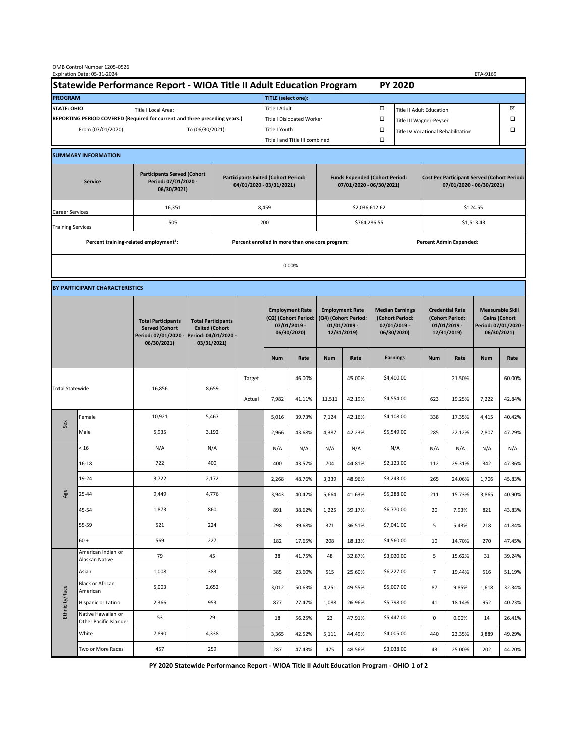OMB Control Number 1205-0526
Expiration Date: 05-31-2024

ETA-9169

# Statewide Performance Report - WIOA Title II Adult Education Program — PY 2020

| PROGRAM | | TITLE (select one): | | | |
|---|---|---|---|---|---|
| STATE: OHIO | Title I Local Area: | Title I Adult | ☐ | Title II Adult Education | ☒ |
| REPORTING PERIOD COVERED (Required for current and three preceding years.) | | Title I Dislocated Worker | ☐ | Title III Wagner-Peyser | ☐ |
| From (07/01/2020): | To (06/30/2021): | Title I Youth | ☐ | Title IV Vocational Rehabilitation | ☐ |
| | | Title I and Title III combined | ☐ | | |

## SUMMARY INFORMATION

| Service | Participants Served (Cohort Period: 07/01/2020 - 06/30/2021) | Participants Exited (Cohort Period: 04/01/2020 - 03/31/2021) | Funds Expended (Cohort Period: 07/01/2020 - 06/30/2021) | Cost Per Participant Served (Cohort Period: 07/01/2020 - 06/30/2021) |
|---|---|---|---|---|
| Career Services | 16,351 | 8,459 | $2,036,612.62 | $124.55 |
| Training Services | 505 | 200 | $764,286.55 | $1,513.43 |

| Percent training-related employment[1]: | Percent enrolled in more than one core program: | Percent Admin Expended: |
|---|---|---|
| | 0.00% | |

## BY PARTICIPANT CHARACTERISTICS

| | | Total Participants Served (Cohort Period: 07/01/2020 - 06/30/2021) | Total Participants Exited (Cohort Period: 04/01/2020 - 03/31/2021) | | Employment Rate (Q2) (Cohort Period: 07/01/2019 - 06/30/2020) | | Employment Rate (Q4) (Cohort Period: 01/01/2019 - 12/31/2019) | | Median Earnings (Cohort Period: 07/01/2019 - 06/30/2020) | Credential Rate (Cohort Period: 01/01/2019 - 12/31/2019) | | Measurable Skill Gains (Cohort Period: 07/01/2020 - 06/30/2021) | |
|---|---|---|---|---|---|---|---|---|---|---|---|---|---|
| | | | | | Num | Rate | Num | Rate | Earnings | Num | Rate | Num | Rate |
| Total Statewide | | 16,856 | 8,659 | Target | | 46.00% | | 45.00% | $4,400.00 | | 21.50% | | 60.00% |
| | | | | Actual | 7,982 | 41.11% | 11,511 | 42.19% | $4,554.00 | 623 | 19.25% | 7,222 | 42.84% |
| Sex | Female | 10,921 | 5,467 | | 5,016 | 39.73% | 7,124 | 42.16% | $4,108.00 | 338 | 17.35% | 4,415 | 40.42% |
| | Male | 5,935 | 3,192 | | 2,966 | 43.68% | 4,387 | 42.23% | $5,549.00 | 285 | 22.12% | 2,807 | 47.29% |
| Age | < 16 | N/A | N/A | | N/A | N/A | N/A | N/A | N/A | N/A | N/A | N/A | N/A |
| | 16-18 | 722 | 400 | | 400 | 43.57% | 704 | 44.81% | $2,123.00 | 112 | 29.31% | 342 | 47.36% |
| | 19-24 | 3,722 | 2,172 | | 2,268 | 48.76% | 3,339 | 48.96% | $3,243.00 | 265 | 24.06% | 1,706 | 45.83% |
| | 25-44 | 9,449 | 4,776 | | 3,943 | 40.42% | 5,664 | 41.63% | $5,288.00 | 211 | 15.73% | 3,865 | 40.90% |
| | 45-54 | 1,873 | 860 | | 891 | 38.62% | 1,225 | 39.17% | $6,770.00 | 20 | 7.93% | 821 | 43.83% |
| | 55-59 | 521 | 224 | | 298 | 39.68% | 371 | 36.51% | $7,041.00 | 5 | 5.43% | 218 | 41.84% |
| | 60 + | 569 | 227 | | 182 | 17.65% | 208 | 18.13% | $4,560.00 | 10 | 14.70% | 270 | 47.45% |
| Ethnicity/Race | American Indian or Alaskan Native | 79 | 45 | | 38 | 41.75% | 48 | 32.87% | $3,020.00 | 5 | 15.62% | 31 | 39.24% |
| | Asian | 1,008 | 383 | | 385 | 23.60% | 515 | 25.60% | $6,227.00 | 7 | 19.44% | 516 | 51.19% |
| | Black or African American | 5,003 | 2,652 | | 3,012 | 50.63% | 4,251 | 49.55% | $5,007.00 | 87 | 9.85% | 1,618 | 32.34% |
| | Hispanic or Latino | 2,366 | 953 | | 877 | 27.47% | 1,088 | 26.96% | $5,798.00 | 41 | 18.14% | 952 | 40.23% |
| | Native Hawaiian or Other Pacific Islander | 53 | 29 | | 18 | 56.25% | 23 | 47.91% | $5,447.00 | 0 | 0.00% | 14 | 26.41% |
| | White | 7,890 | 4,338 | | 3,365 | 42.52% | 5,111 | 44.49% | $4,005.00 | 440 | 23.35% | 3,889 | 49.29% |
| | Two or More Races | 457 | 259 | | 287 | 47.43% | 475 | 48.56% | $3,038.00 | 43 | 25.00% | 202 | 44.20% |

PY 2020 Statewide Performance Report - WIOA Title II Adult Education Program - OHIO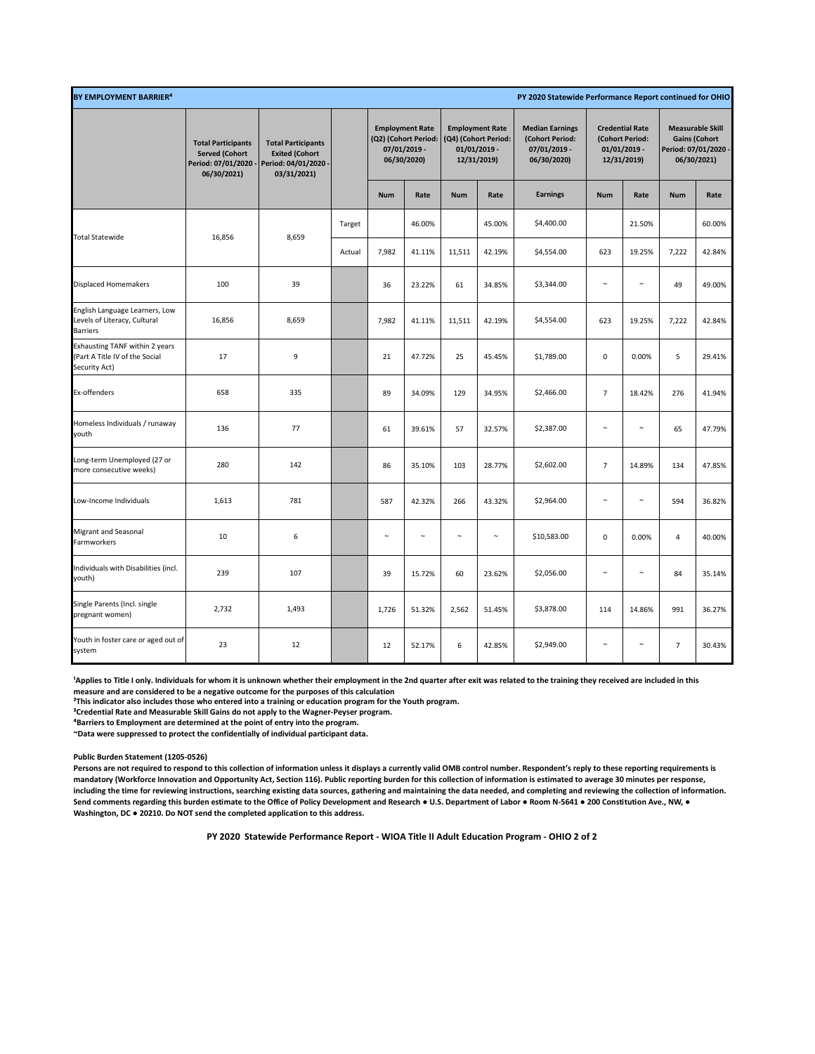| BY EMPLOYMENT BARRIER[4] | | | | | | | | | | | | | |
|---|---|---|---|---|---|---|---|---|---|---|---|---|---|
| | Total Participants Served (Cohort Period: 07/01/2020 - 06/30/2021) | Total Participants Exited (Cohort Period: 04/01/2020 - 03/31/2021) | | Employment Rate (Q2) (Cohort Period: 07/01/2019 - 06/30/2020) | | Employment Rate (Q4) (Cohort Period: 01/01/2019 - 12/31/2019) | | Median Earnings (Cohort Period: 07/01/2019 - 06/30/2020) | Credential Rate (Cohort Period: 01/01/2019 - 12/31/2019) | | Measurable Skill Gains (Cohort Period: 07/01/2020 - 06/30/2021) | |
| | | | | Num | Rate | Num | Rate | Earnings | Num | Rate | Num | Rate |
| Total Statewide | 16,856 | 8,659 | Target | | 46.00% | | 45.00% | $4,400.00 | | 21.50% | | 60.00% |
| | | | Actual | 7,982 | 41.11% | 11,511 | 42.19% | $4,554.00 | 623 | 19.25% | 7,222 | 42.84% |
| Displaced Homemakers | 100 | 39 | | 36 | 23.22% | 61 | 34.85% | $3,344.00 | ~ | ~ | 49 | 49.00% |
| English Language Learners, Low Levels of Literacy, Cultural Barriers | 16,856 | 8,659 | | 7,982 | 41.11% | 11,511 | 42.19% | $4,554.00 | 623 | 19.25% | 7,222 | 42.84% |
| Exhausting TANF within 2 years (Part A Title IV of the Social Security Act) | 17 | 9 | | 21 | 47.72% | 25 | 45.45% | $1,789.00 | 0 | 0.00% | 5 | 29.41% |
| Ex-offenders | 658 | 335 | | 89 | 34.09% | 129 | 34.95% | $2,466.00 | 7 | 18.42% | 276 | 41.94% |
| Homeless Individuals / runaway youth | 136 | 77 | | 61 | 39.61% | 57 | 32.57% | $2,387.00 | ~ | ~ | 65 | 47.79% |
| Long-term Unemployed (27 or more consecutive weeks) | 280 | 142 | | 86 | 35.10% | 103 | 28.77% | $2,602.00 | 7 | 14.89% | 134 | 47.85% |
| Low-Income Individuals | 1,613 | 781 | | 587 | 42.32% | 266 | 43.32% | $2,964.00 | ~ | ~ | 594 | 36.82% |
| Migrant and Seasonal Farmworkers | 10 | 6 | | ~ | ~ | ~ | ~ | $10,583.00 | 0 | 0.00% | 4 | 40.00% |
| Individuals with Disabilities (incl. youth) | 239 | 107 | | 39 | 15.72% | 60 | 23.62% | $2,056.00 | ~ | ~ | 84 | 35.14% |
| Single Parents (Incl. single pregnant women) | 2,732 | 1,493 | | 1,726 | 51.32% | 2,562 | 51.45% | $3,878.00 | 114 | 14.86% | 991 | 36.27% |
| Youth in foster care or aged out of system | 23 | 12 | | 12 | 52.17% | 6 | 42.85% | $2,949.00 | ~ | ~ | 7 | 30.43% |

**[1]Applies to Title I only. Individuals for whom it is unknown whether their employment in the 2nd quarter after exit was related to the training they received are included in this measure and are considered to be a negative outcome for the purposes of this calculation**

**[2]This indicator also includes those who entered into a training or education program for the Youth program.**

**[3]Credential Rate and Measurable Skill Gains do not apply to the Wagner-Peyser program.**

**[4]Barriers to Employment are determined at the point of entry into the program.**

**~Data were suppressed to protect the confidentially of individual participant data.**

**Public Burden Statement (1205-0526)**

**Persons are not required to respond to this collection of information unless it displays a currently valid OMB control number. Respondent's reply to these reporting requirements is mandatory (Workforce Innovation and Opportunity Act, Section 116). Public reporting burden for this collection of information is estimated to average 30 minutes per response, including the time for reviewing instructions, searching existing data sources, gathering and maintaining the data needed, and completing and reviewing the collection of information. Send comments regarding this burden estimate to the Office of Policy Development and Research ● U.S. Department of Labor ● Room N-5641 ● 200 Constitution Ave., NW, ● Washington, DC ● 20210. Do NOT send the completed application to this address.**